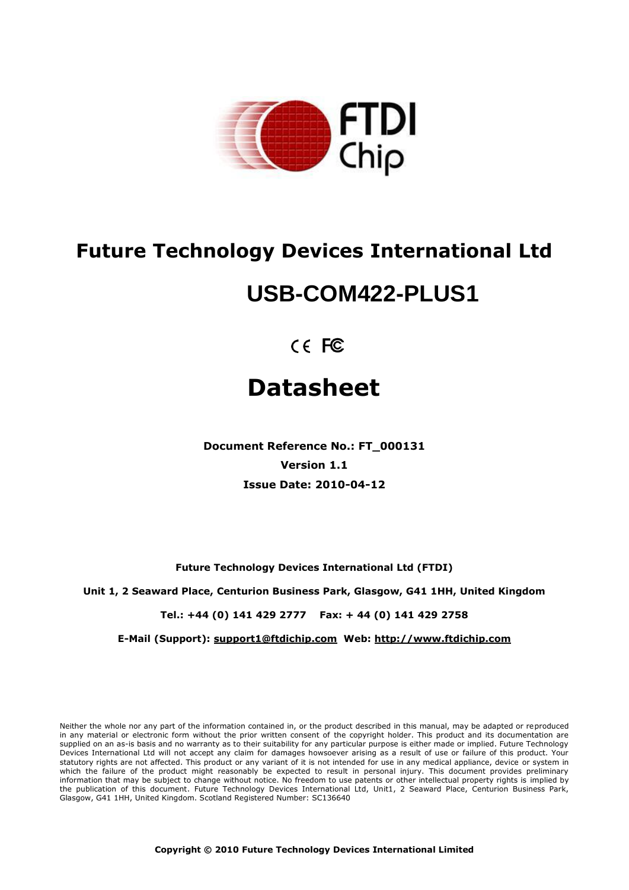# Future Technology Devices International Ltd

## USB-COM422-PLUS1

CE FC

# Datasheet

**Document Reference No.: FT_000131**

**Version 1.1**

**Issue Date: 2010-04-12**

**Future Technology Devices International Ltd (FTDI)**

**Unit 1, 2 Seaward Place, Centurion Business Park, Glasgow, G41 1HH, United Kingdom**

**Tel.: +44 (0) 141 429 2777    Fax: + 44 (0) 141 429 2758**

**E-Mail (Support): support1@ftdichip.com  Web: http://www.ftdichip.com**

Neither the whole nor any part of the information contained in, or the product described in this manual, may be adapted or reproduced in any material or electronic form without the prior written consent of the copyright holder. This product and its documentation are supplied on an as-is basis and no warranty as to their suitability for any particular purpose is either made or implied. Future Technology Devices International Ltd will not accept any claim for damages howsoever arising as a result of use or failure of this product. Your statutory rights are not affected. This product or any variant of it is not intended for use in any medical appliance, device or system in which the failure of the product might reasonably be expected to result in personal injury. This document provides preliminary information that may be subject to change without notice. No freedom to use patents or other intellectual property rights is implied by the publication of this document. Future Technology Devices International Ltd, Unit1, 2 Seaward Place, Centurion Business Park, Glasgow, G41 1HH, United Kingdom. Scotland Registered Number: SC136640

**Copyright © 2010 Future Technology Devices International Limited**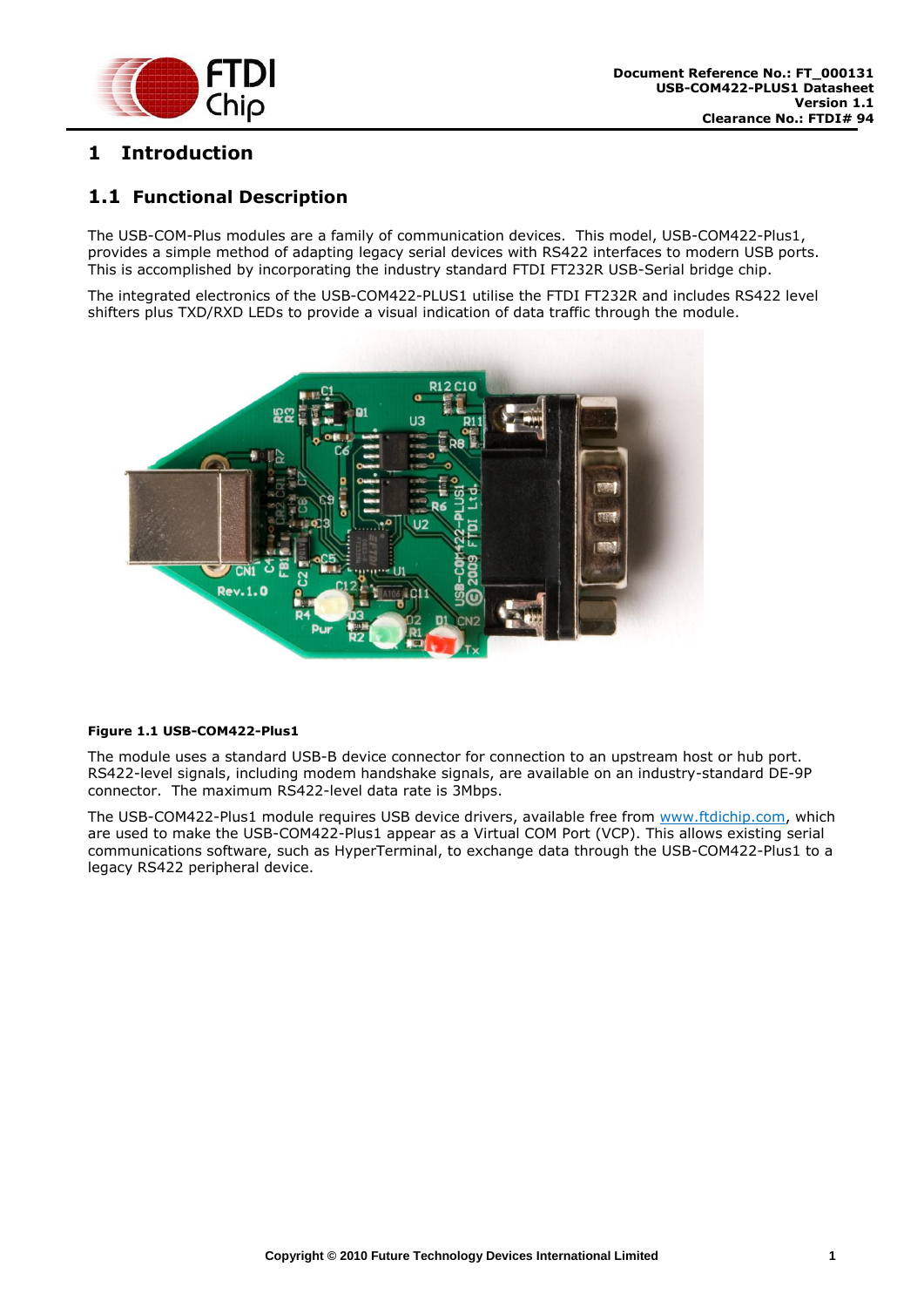# 1 Introduction

## 1.1 Functional Description

The USB-COM-Plus modules are a family of communication devices. This model, USB-COM422-Plus1, provides a simple method of adapting legacy serial devices with RS422 interfaces to modern USB ports. This is accomplished by incorporating the industry standard FTDI FT232R USB-Serial bridge chip.

The integrated electronics of the USB-COM422-PLUS1 utilise the FTDI FT232R and includes RS422 level shifters plus TXD/RXD LEDs to provide a visual indication of data traffic through the module.

**Figure 1.1 USB-COM422-Plus1**

The module uses a standard USB-B device connector for connection to an upstream host or hub port. RS422-level signals, including modem handshake signals, are available on an industry-standard DE-9P connector. The maximum RS422-level data rate is 3Mbps.

The USB-COM422-Plus1 module requires USB device drivers, available free from www.ftdichip.com, which are used to make the USB-COM422-Plus1 appear as a Virtual COM Port (VCP). This allows existing serial communications software, such as HyperTerminal, to exchange data through the USB-COM422-Plus1 to a legacy RS422 peripheral device.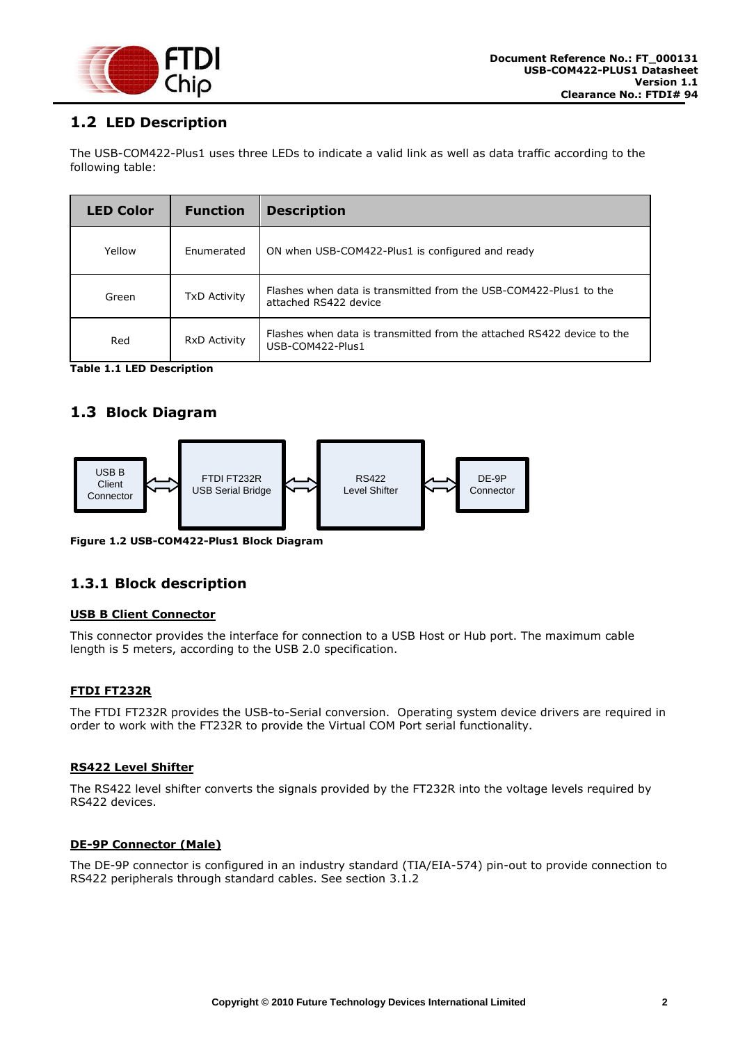## 1.2 LED Description

The USB-COM422-Plus1 uses three LEDs to indicate a valid link as well as data traffic according to the following table:

| LED Color | Function | Description |
|---|---|---|
| Yellow | Enumerated | ON when USB-COM422-Plus1 is configured and ready |
| Green | TxD Activity | Flashes when data is transmitted from the USB-COM422-Plus1 to the attached RS422 device |
| Red | RxD Activity | Flashes when data is transmitted from the attached RS422 device to the USB-COM422-Plus1 |

**Table 1.1 LED Description**

## 1.3 Block Diagram

USB B Client Connector ⟺ FTDI FT232R USB Serial Bridge ⟺ RS422 Level Shifter ⟺ DE-9P Connector

**Figure 1.2 USB-COM422-Plus1 Block Diagram**

### 1.3.1 Block description

**USB B Client Connector**

This connector provides the interface for connection to a USB Host or Hub port. The maximum cable length is 5 meters, according to the USB 2.0 specification.

**FTDI FT232R**

The FTDI FT232R provides the USB-to-Serial conversion. Operating system device drivers are required in order to work with the FT232R to provide the Virtual COM Port serial functionality.

**RS422 Level Shifter**

The RS422 level shifter converts the signals provided by the FT232R into the voltage levels required by RS422 devices.

**DE-9P Connector (Male)**

The DE-9P connector is configured in an industry standard (TIA/EIA-574) pin-out to provide connection to RS422 peripherals through standard cables. See section 3.1.2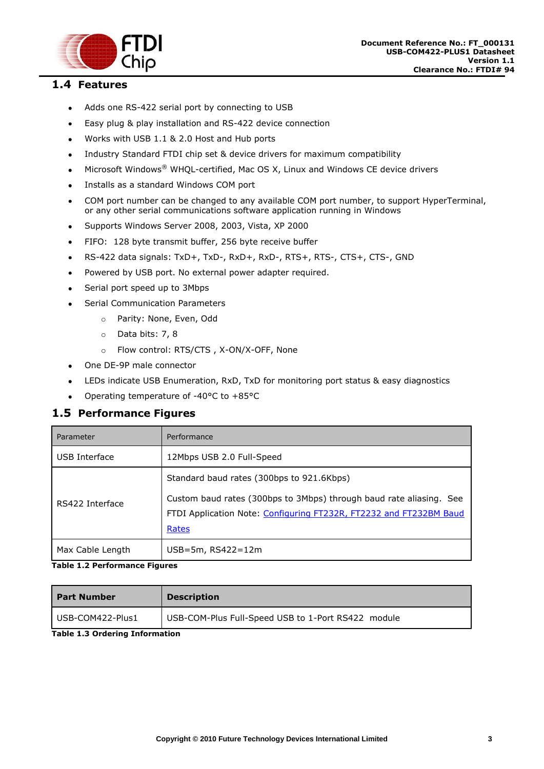## 1.4 Features

- Adds one RS-422 serial port by connecting to USB
- Easy plug & play installation and RS-422 device connection
- Works with USB 1.1 & 2.0 Host and Hub ports
- Industry Standard FTDI chip set & device drivers for maximum compatibility
- Microsoft Windows® WHQL-certified, Mac OS X, Linux and Windows CE device drivers
- Installs as a standard Windows COM port
- COM port number can be changed to any available COM port number, to support HyperTerminal, or any other serial communications software application running in Windows
- Supports Windows Server 2008, 2003, Vista, XP 2000
- FIFO: 128 byte transmit buffer, 256 byte receive buffer
- RS-422 data signals: TxD+, TxD-, RxD+, RxD-, RTS+, RTS-, CTS+, CTS-, GND
- Powered by USB port. No external power adapter required.
- Serial port speed up to 3Mbps
- Serial Communication Parameters
  - Parity: None, Even, Odd
  - Data bits: 7, 8
  - Flow control: RTS/CTS , X-ON/X-OFF, None
- One DE-9P male connector
- LEDs indicate USB Enumeration, RxD, TxD for monitoring port status & easy diagnostics
- Operating temperature of -40°C to +85°C

## 1.5 Performance Figures

| Parameter | Performance |
|---|---|
| USB Interface | 12Mbps USB 2.0 Full-Speed |
| RS422 Interface | Standard baud rates (300bps to 921.6Kbps)<br><br>Custom baud rates (300bps to 3Mbps) through baud rate aliasing. See FTDI Application Note: Configuring FT232R, FT2232 and FT232BM Baud Rates |
| Max Cable Length | USB=5m, RS422=12m |

**Table 1.2 Performance Figures**

| Part Number | Description |
|---|---|
| USB-COM422-Plus1 | USB-COM-Plus Full-Speed USB to 1-Port RS422 module |

**Table 1.3 Ordering Information**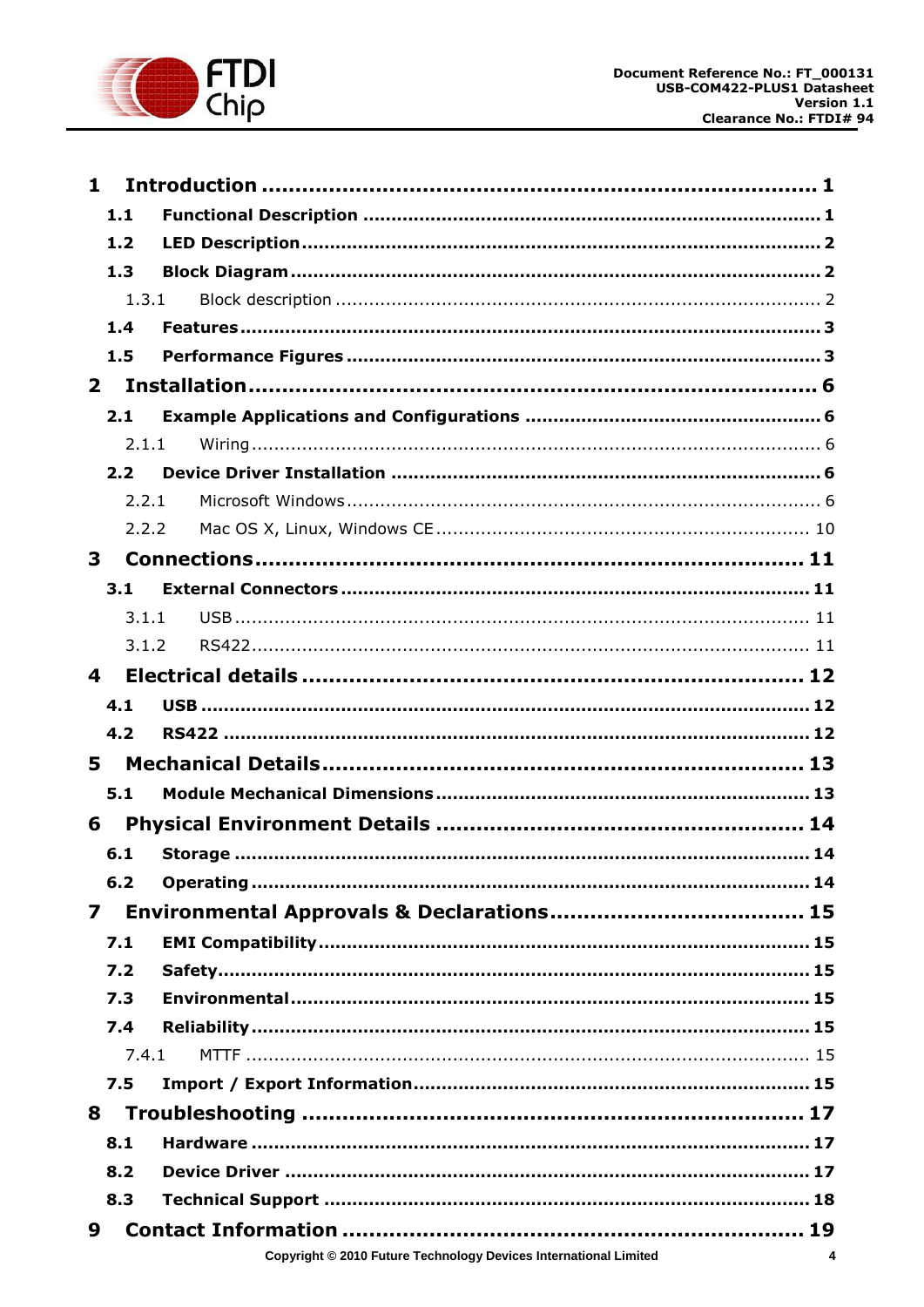1 Introduction .......... 1
- 1.1 Functional Description .......... 1
- 1.2 LED Description .......... 2
- 1.3 Block Diagram .......... 2
  - 1.3.1 Block description .......... 2
- 1.4 Features .......... 3
- 1.5 Performance Figures .......... 3

2 Installation .......... 6
- 2.1 Example Applications and Configurations .......... 6
  - 2.1.1 Wiring .......... 6
- 2.2 Device Driver Installation .......... 6
  - 2.2.1 Microsoft Windows .......... 6
  - 2.2.2 Mac OS X, Linux, Windows CE .......... 10

3 Connections .......... 11
- 3.1 External Connectors .......... 11
  - 3.1.1 USB .......... 11
  - 3.1.2 RS422 .......... 11

4 Electrical details .......... 12
- 4.1 USB .......... 12
- 4.2 RS422 .......... 12

5 Mechanical Details .......... 13
- 5.1 Module Mechanical Dimensions .......... 13

6 Physical Environment Details .......... 14
- 6.1 Storage .......... 14
- 6.2 Operating .......... 14

7 Environmental Approvals & Declarations .......... 15
- 7.1 EMI Compatibility .......... 15
- 7.2 Safety .......... 15
- 7.3 Environmental .......... 15
- 7.4 Reliability .......... 15
  - 7.4.1 MTTF .......... 15
- 7.5 Import / Export Information .......... 15

8 Troubleshooting .......... 17
- 8.1 Hardware .......... 17
- 8.2 Device Driver .......... 17
- 8.3 Technical Support .......... 18

9 Contact Information .......... 19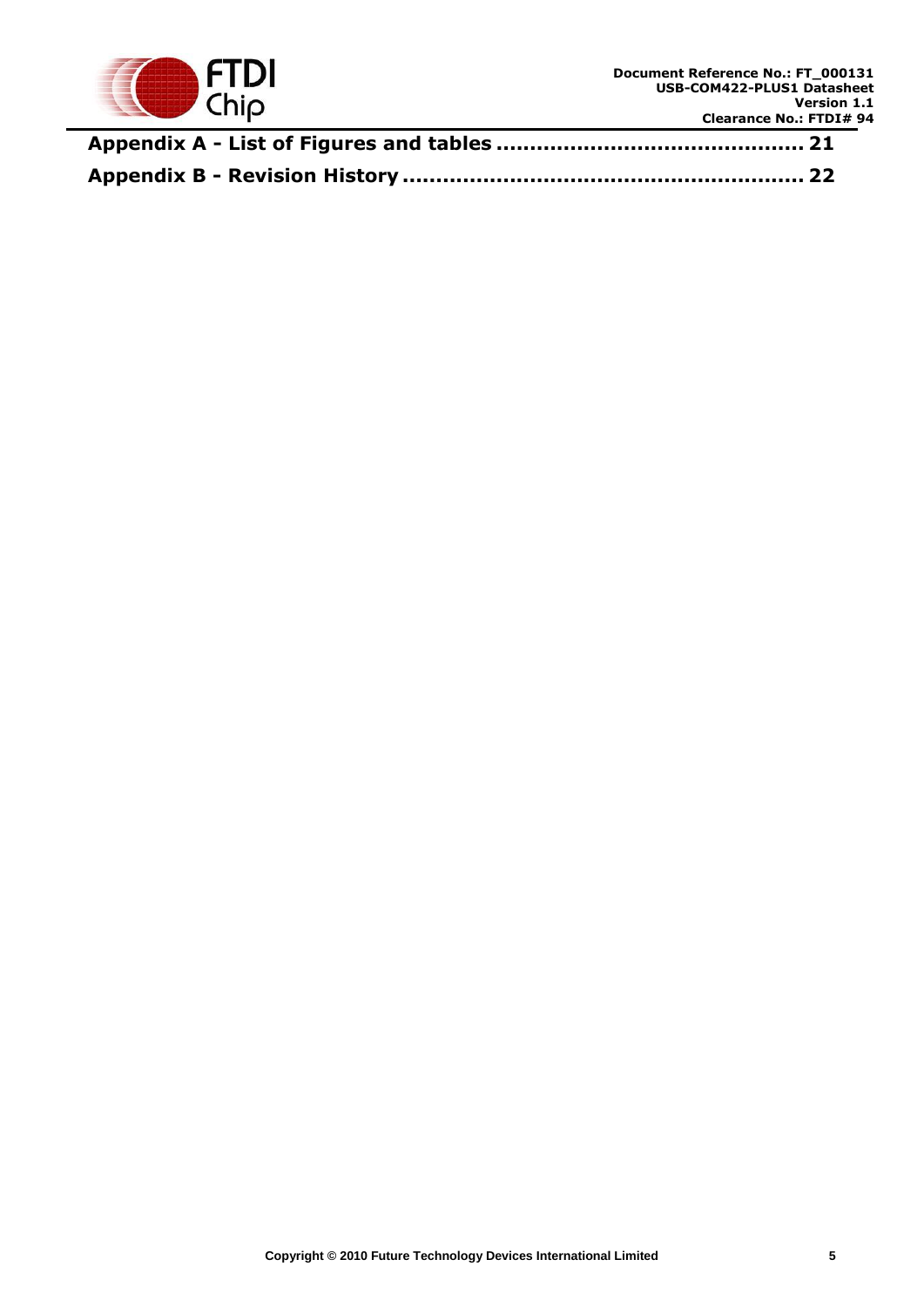**Appendix A - List of Figures and tables ............................................ 21**

**Appendix B - Revision History ......................................................... 22**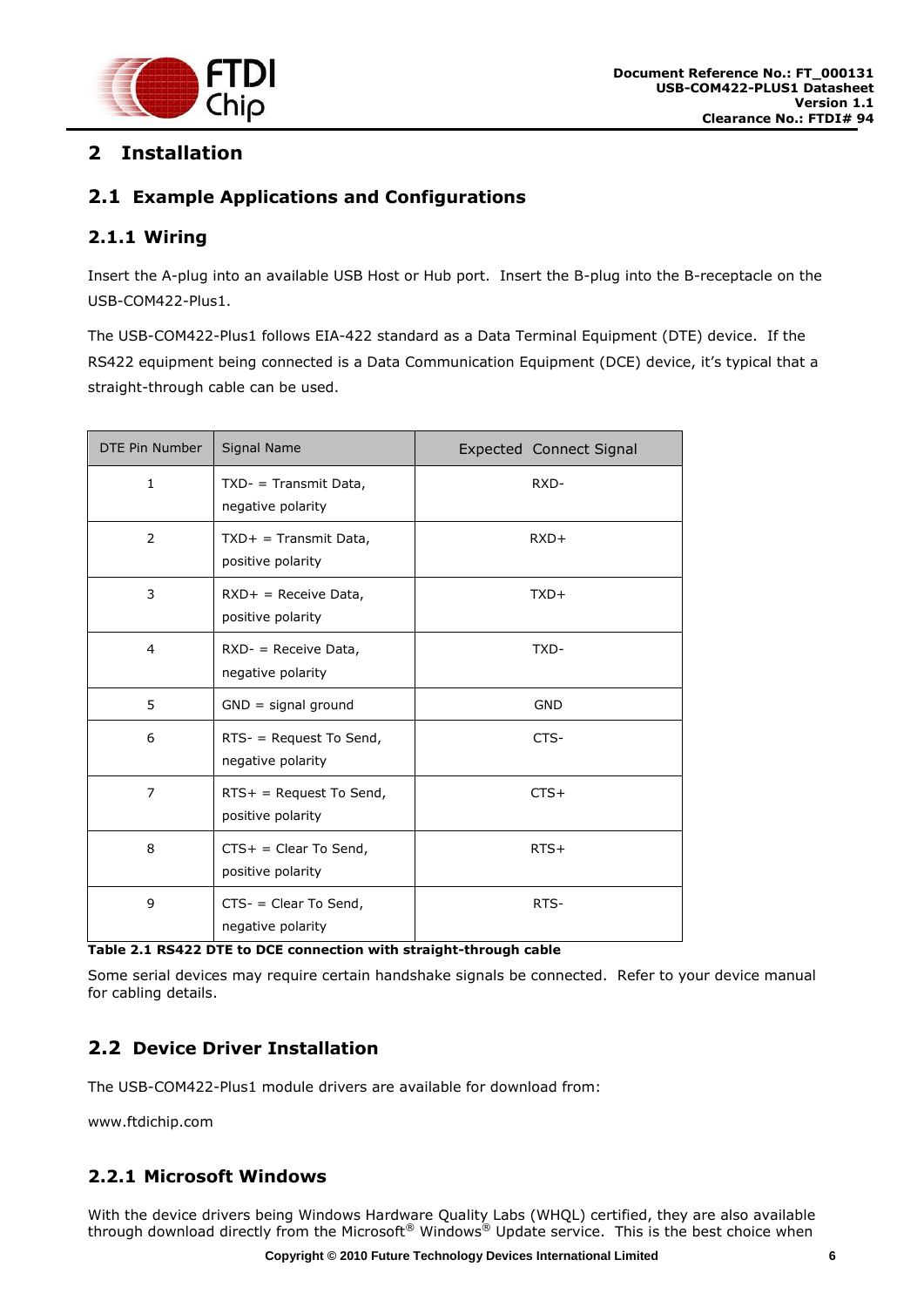# 2 Installation

## 2.1 Example Applications and Configurations

### 2.1.1 Wiring

Insert the A-plug into an available USB Host or Hub port. Insert the B-plug into the B-receptacle on the USB-COM422-Plus1.

The USB-COM422-Plus1 follows EIA-422 standard as a Data Terminal Equipment (DTE) device. If the RS422 equipment being connected is a Data Communication Equipment (DCE) device, it's typical that a straight-through cable can be used.

| DTE Pin Number | Signal Name | Expected Connect Signal |
|---|---|---|
| 1 | TXD- = Transmit Data, negative polarity | RXD- |
| 2 | TXD+ = Transmit Data, positive polarity | RXD+ |
| 3 | RXD+ = Receive Data, positive polarity | TXD+ |
| 4 | RXD- = Receive Data, negative polarity | TXD- |
| 5 | GND = signal ground | GND |
| 6 | RTS- = Request To Send, negative polarity | CTS- |
| 7 | RTS+ = Request To Send, positive polarity | CTS+ |
| 8 | CTS+ = Clear To Send, positive polarity | RTS+ |
| 9 | CTS- = Clear To Send, negative polarity | RTS- |

**Table 2.1 RS422 DTE to DCE connection with straight-through cable**

Some serial devices may require certain handshake signals be connected. Refer to your device manual for cabling details.

## 2.2 Device Driver Installation

The USB-COM422-Plus1 module drivers are available for download from:

www.ftdichip.com

### 2.2.1 Microsoft Windows

With the device drivers being Windows Hardware Quality Labs (WHQL) certified, they are also available through download directly from the Microsoft® Windows® Update service. This is the best choice when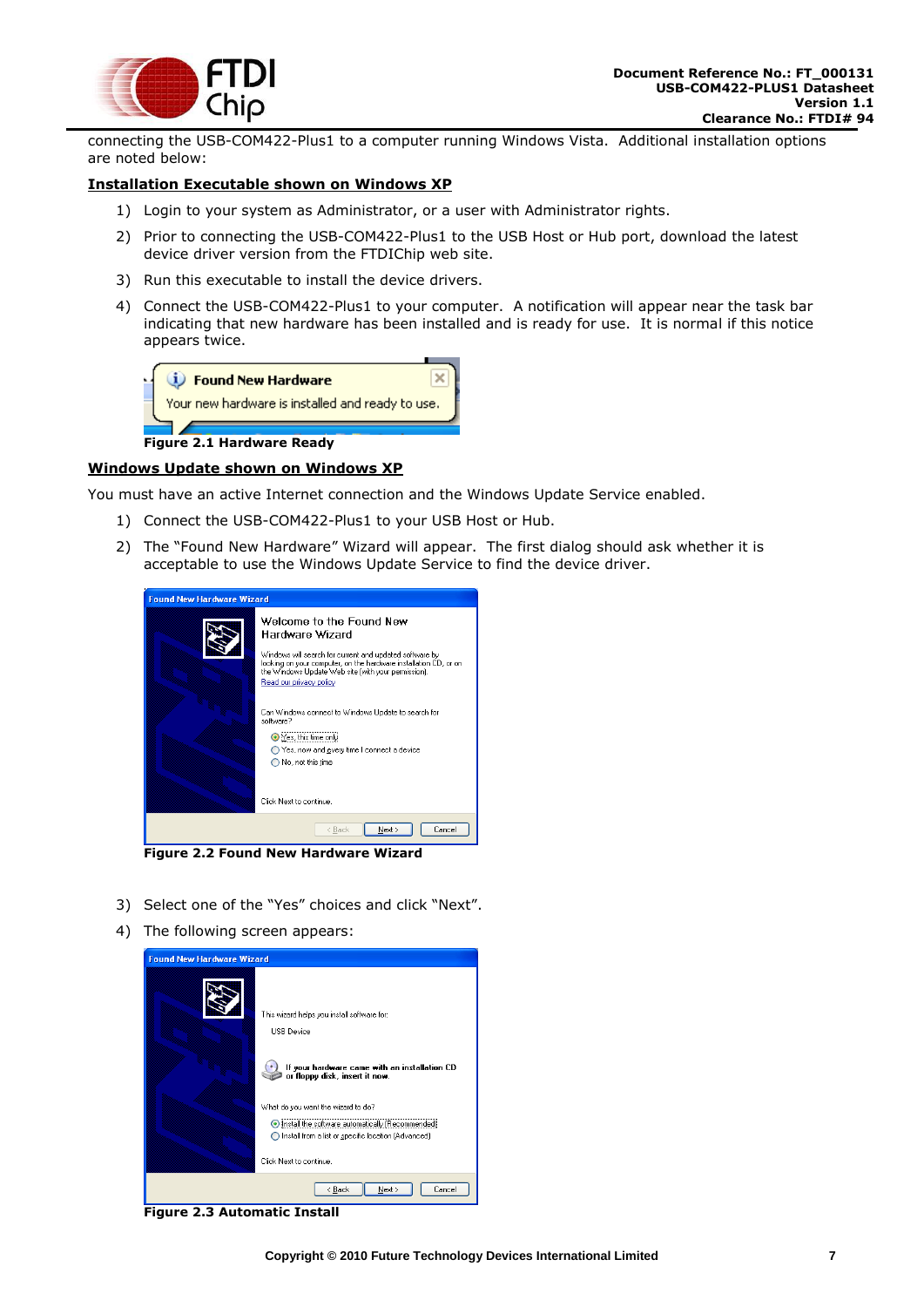connecting the USB-COM422-Plus1 to a computer running Windows Vista. Additional installation options are noted below:

**Installation Executable shown on Windows XP**

1) Login to your system as Administrator, or a user with Administrator rights.
2) Prior to connecting the USB-COM422-Plus1 to the USB Host or Hub port, download the latest device driver version from the FTDIChip web site.
3) Run this executable to install the device drivers.
4) Connect the USB-COM422-Plus1 to your computer. A notification will appear near the task bar indicating that new hardware has been installed and is ready for use. It is normal if this notice appears twice.

**Figure 2.1 Hardware Ready**

**Windows Update shown on Windows XP**

You must have an active Internet connection and the Windows Update Service enabled.

1) Connect the USB-COM422-Plus1 to your USB Host or Hub.
2) The "Found New Hardware" Wizard will appear. The first dialog should ask whether it is acceptable to use the Windows Update Service to find the device driver.

**Figure 2.2 Found New Hardware Wizard**

3) Select one of the "Yes" choices and click "Next".
4) The following screen appears:

**Figure 2.3 Automatic Install**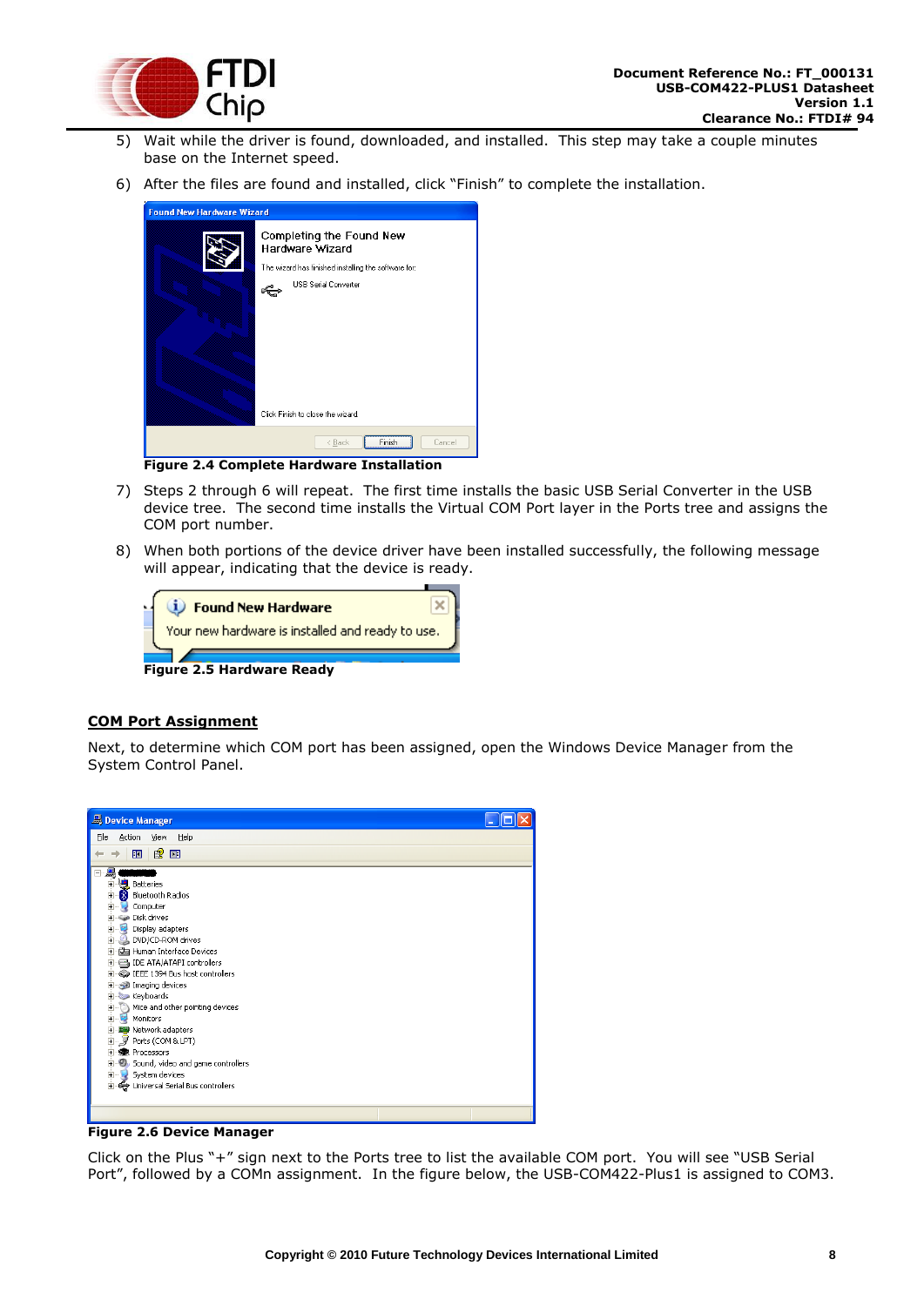5) Wait while the driver is found, downloaded, and installed. This step may take a couple minutes base on the Internet speed.

6) After the files are found and installed, click "Finish" to complete the installation.

**Figure 2.4 Complete Hardware Installation**

7) Steps 2 through 6 will repeat. The first time installs the basic USB Serial Converter in the USB device tree. The second time installs the Virtual COM Port layer in the Ports tree and assigns the COM port number.

8) When both portions of the device driver have been installed successfully, the following message will appear, indicating that the device is ready.

**Figure 2.5 Hardware Ready**

## COM Port Assignment

Next, to determine which COM port has been assigned, open the Windows Device Manager from the System Control Panel.

**Figure 2.6 Device Manager**

Click on the Plus "+" sign next to the Ports tree to list the available COM port. You will see "USB Serial Port", followed by a COMn assignment. In the figure below, the USB-COM422-Plus1 is assigned to COM3.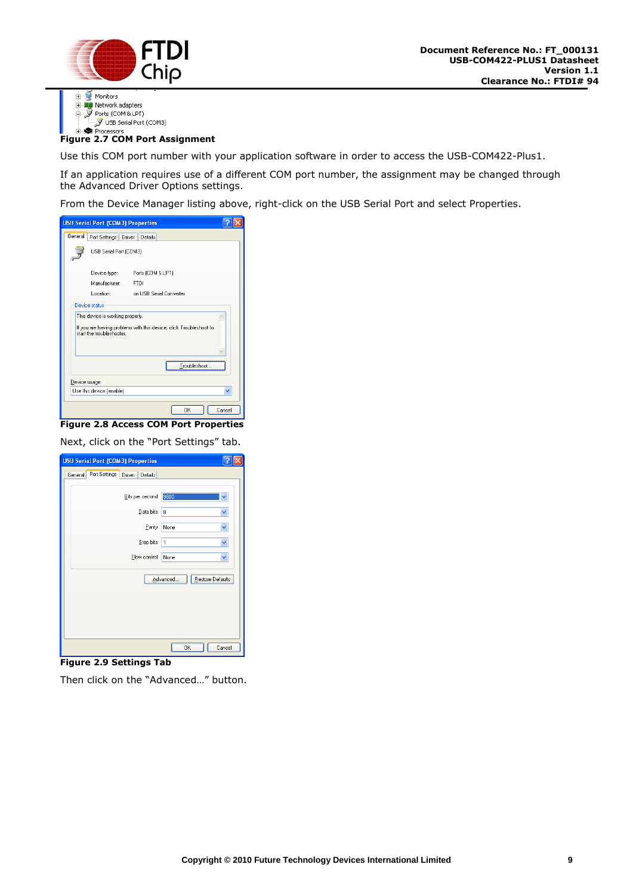Figure 2.7 COM Port Assignment

Use this COM port number with your application software in order to access the USB-COM422-Plus1.

If an application requires use of a different COM port number, the assignment may be changed through the Advanced Driver Options settings.

From the Device Manager listing above, right-click on the USB Serial Port and select Properties.

**Figure 2.8 Access COM Port Properties**

Next, click on the "Port Settings" tab.

**Figure 2.9 Settings Tab**

Then click on the "Advanced…" button.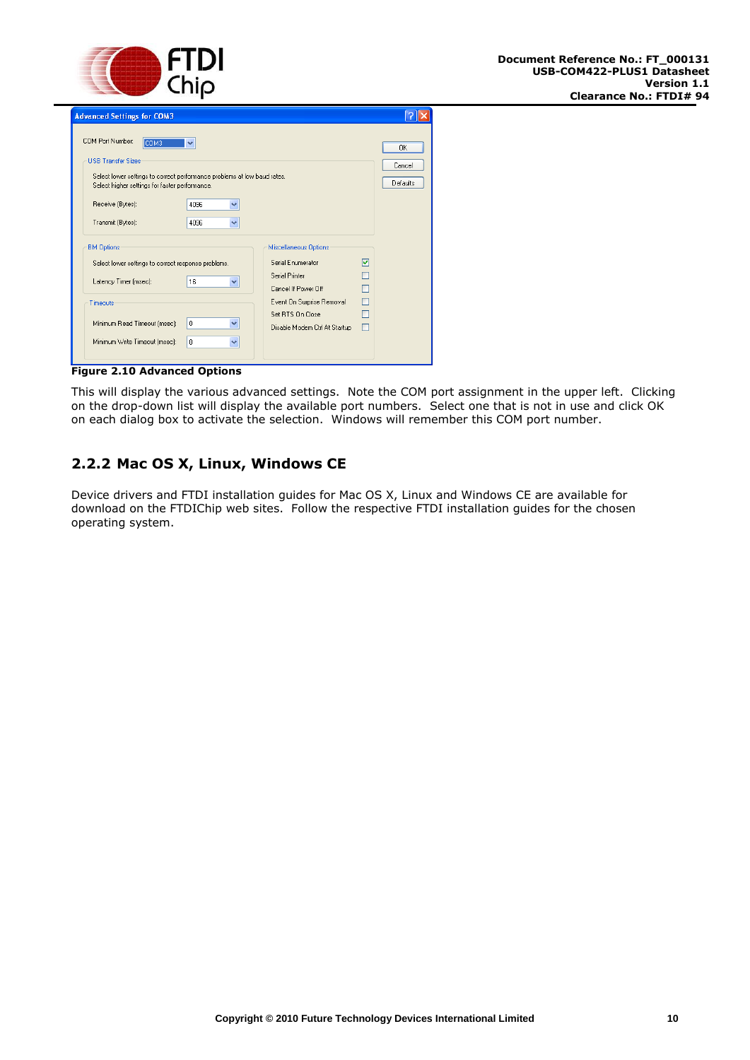Figure 2.10 Advanced Options

This will display the various advanced settings. Note the COM port assignment in the upper left. Clicking on the drop-down list will display the available port numbers. Select one that is not in use and click OK on each dialog box to activate the selection. Windows will remember this COM port number.

## 2.2.2 Mac OS X, Linux, Windows CE

Device drivers and FTDI installation guides for Mac OS X, Linux and Windows CE are available for download on the FTDIChip web sites. Follow the respective FTDI installation guides for the chosen operating system.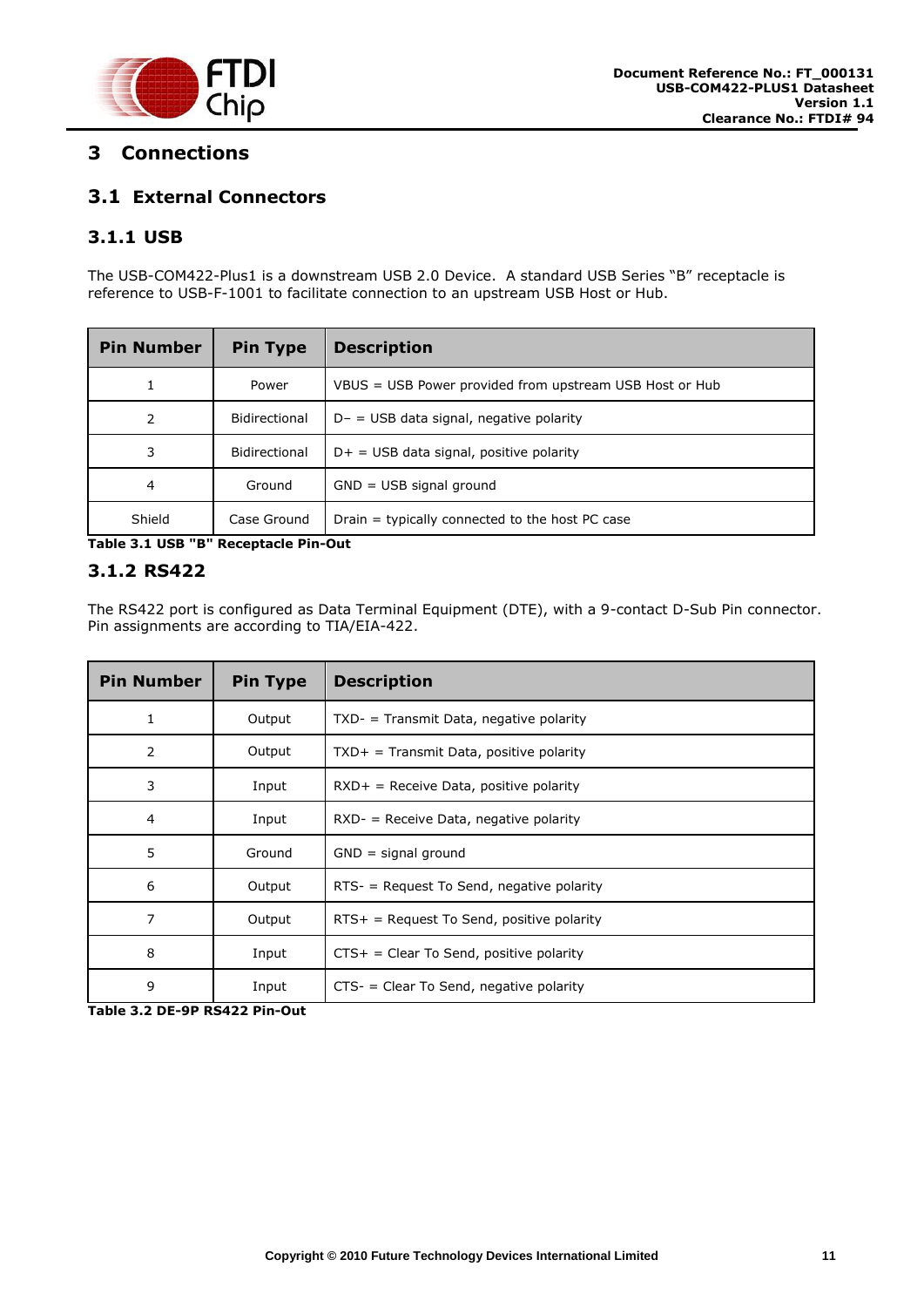# 3 Connections

## 3.1 External Connectors

### 3.1.1 USB

The USB-COM422-Plus1 is a downstream USB 2.0 Device. A standard USB Series "B" receptacle is reference to USB-F-1001 to facilitate connection to an upstream USB Host or Hub.

| Pin Number | Pin Type | Description |
|---|---|---|
| 1 | Power | VBUS = USB Power provided from upstream USB Host or Hub |
| 2 | Bidirectional | D− = USB data signal, negative polarity |
| 3 | Bidirectional | D+ = USB data signal, positive polarity |
| 4 | Ground | GND = USB signal ground |
| Shield | Case Ground | Drain = typically connected to the host PC case |

**Table 3.1 USB "B" Receptacle Pin-Out**

### 3.1.2 RS422

The RS422 port is configured as Data Terminal Equipment (DTE), with a 9-contact D-Sub Pin connector. Pin assignments are according to TIA/EIA-422.

| Pin Number | Pin Type | Description |
|---|---|---|
| 1 | Output | TXD- = Transmit Data, negative polarity |
| 2 | Output | TXD+ = Transmit Data, positive polarity |
| 3 | Input | RXD+ = Receive Data, positive polarity |
| 4 | Input | RXD- = Receive Data, negative polarity |
| 5 | Ground | GND = signal ground |
| 6 | Output | RTS- = Request To Send, negative polarity |
| 7 | Output | RTS+ = Request To Send, positive polarity |
| 8 | Input | CTS+ = Clear To Send, positive polarity |
| 9 | Input | CTS- = Clear To Send, negative polarity |

**Table 3.2 DE-9P RS422 Pin-Out**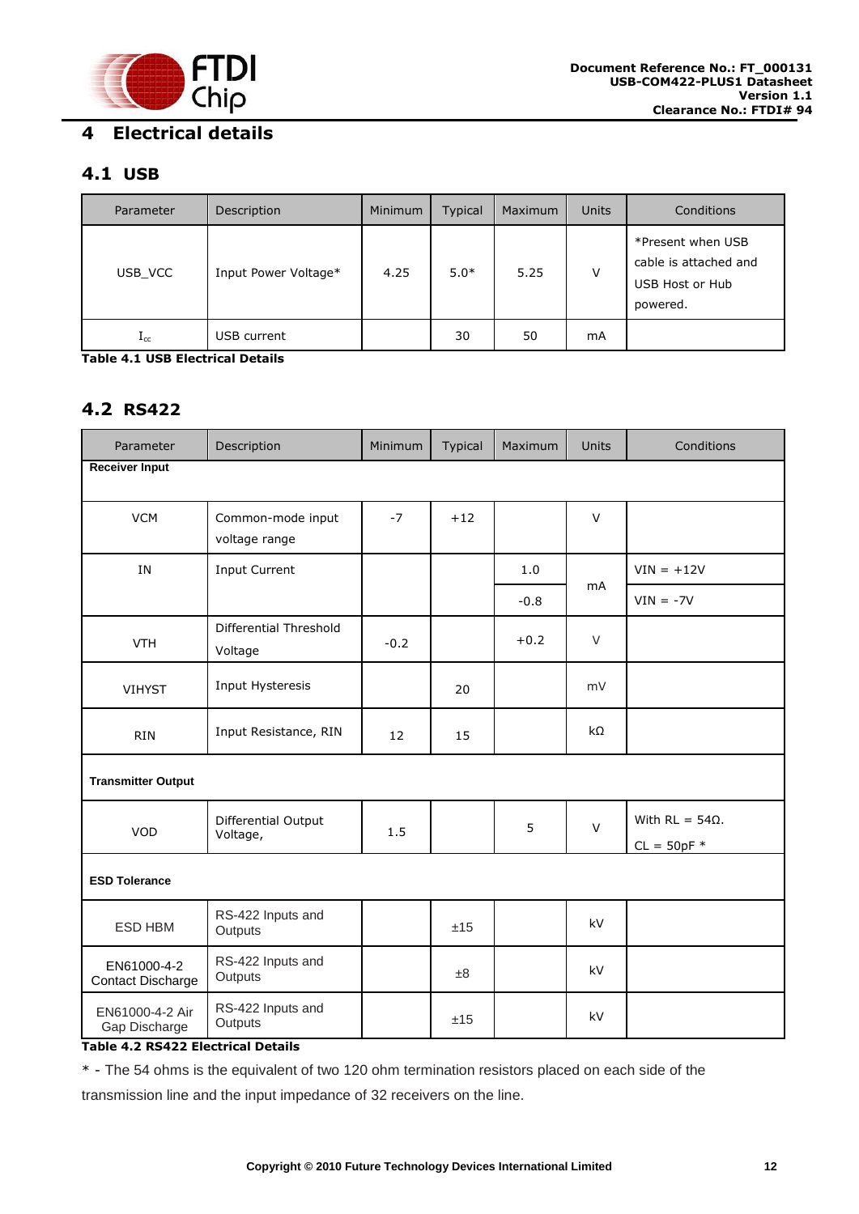# 4 Electrical details

## 4.1 USB

| Parameter | Description | Minimum | Typical | Maximum | Units | Conditions |
|---|---|---|---|---|---|---|
| USB_VCC | Input Power Voltage* | 4.25 | 5.0* | 5.25 | V | *Present when USB cable is attached and USB Host or Hub powered. |
| $I_{cc}$ | USB current | | 30 | 50 | mA | |

**Table 4.1 USB Electrical Details**

## 4.2 RS422

| Parameter | Description | Minimum | Typical | Maximum | Units | Conditions |
|---|---|---|---|---|---|---|
| **Receiver Input** | | | | | | |
| VCM | Common-mode input voltage range | -7 | +12 | | V | |
| IN | Input Current | | | 1.0 | mA | VIN = +12V |
| | | | | -0.8 | mA | VIN = -7V |
| VTH | Differential Threshold Voltage | -0.2 | | +0.2 | V | |
| VIHYST | Input Hysteresis | | 20 | | mV | |
| RIN | Input Resistance, RIN | 12 | 15 | | kΩ | |
| **Transmitter Output** | | | | | | |
| VOD | Differential Output Voltage, | 1.5 | | 5 | V | With RL = 54Ω. CL = 50pF * |
| **ESD Tolerance** | | | | | | |
| ESD HBM | RS-422 Inputs and Outputs | | ±15 | | kV | |
| EN61000-4-2 Contact Discharge | RS-422 Inputs and Outputs | | ±8 | | kV | |
| EN61000-4-2 Air Gap Discharge | RS-422 Inputs and Outputs | | ±15 | | kV | |

**Table 4.2 RS422 Electrical Details**

* - The 54 ohms is the equivalent of two 120 ohm termination resistors placed on each side of the transmission line and the input impedance of 32 receivers on the line.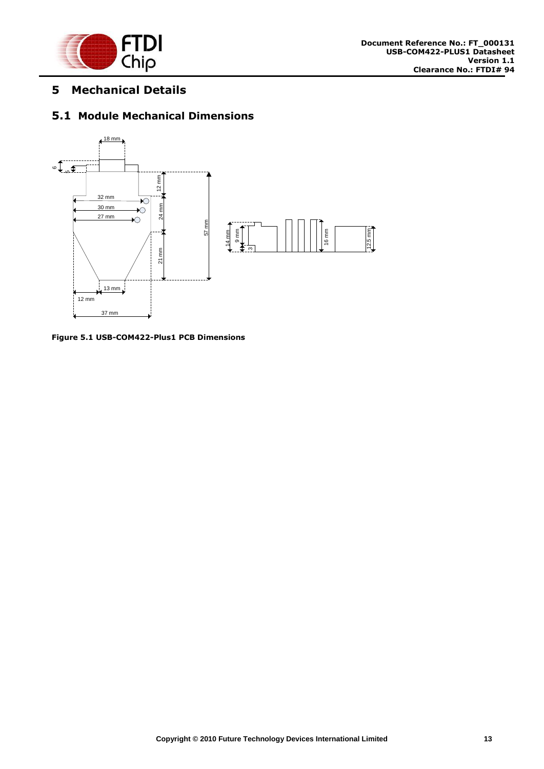# 5 Mechanical Details

## 5.1 Module Mechanical Dimensions

Figure 5.1 USB-COM422-Plus1 PCB Dimensions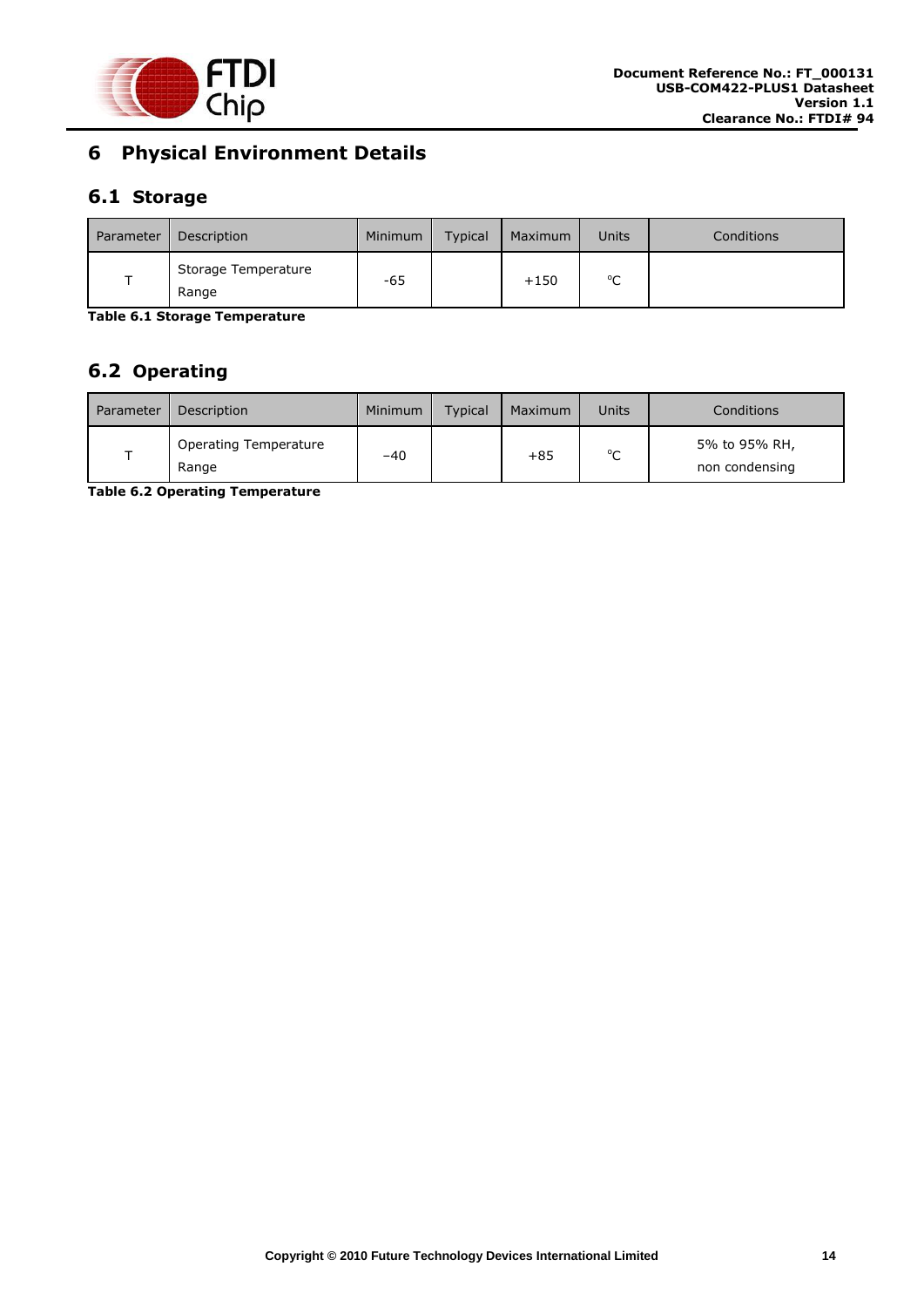# 6 Physical Environment Details

## 6.1 Storage

| Parameter | Description | Minimum | Typical | Maximum | Units | Conditions |
|---|---|---|---|---|---|---|
| T | Storage Temperature Range | -65 | | +150 | °C | |

**Table 6.1 Storage Temperature**

## 6.2 Operating

| Parameter | Description | Minimum | Typical | Maximum | Units | Conditions |
|---|---|---|---|---|---|---|
| T | Operating Temperature Range | −40 | | +85 | °C | 5% to 95% RH, non condensing |

**Table 6.2 Operating Temperature**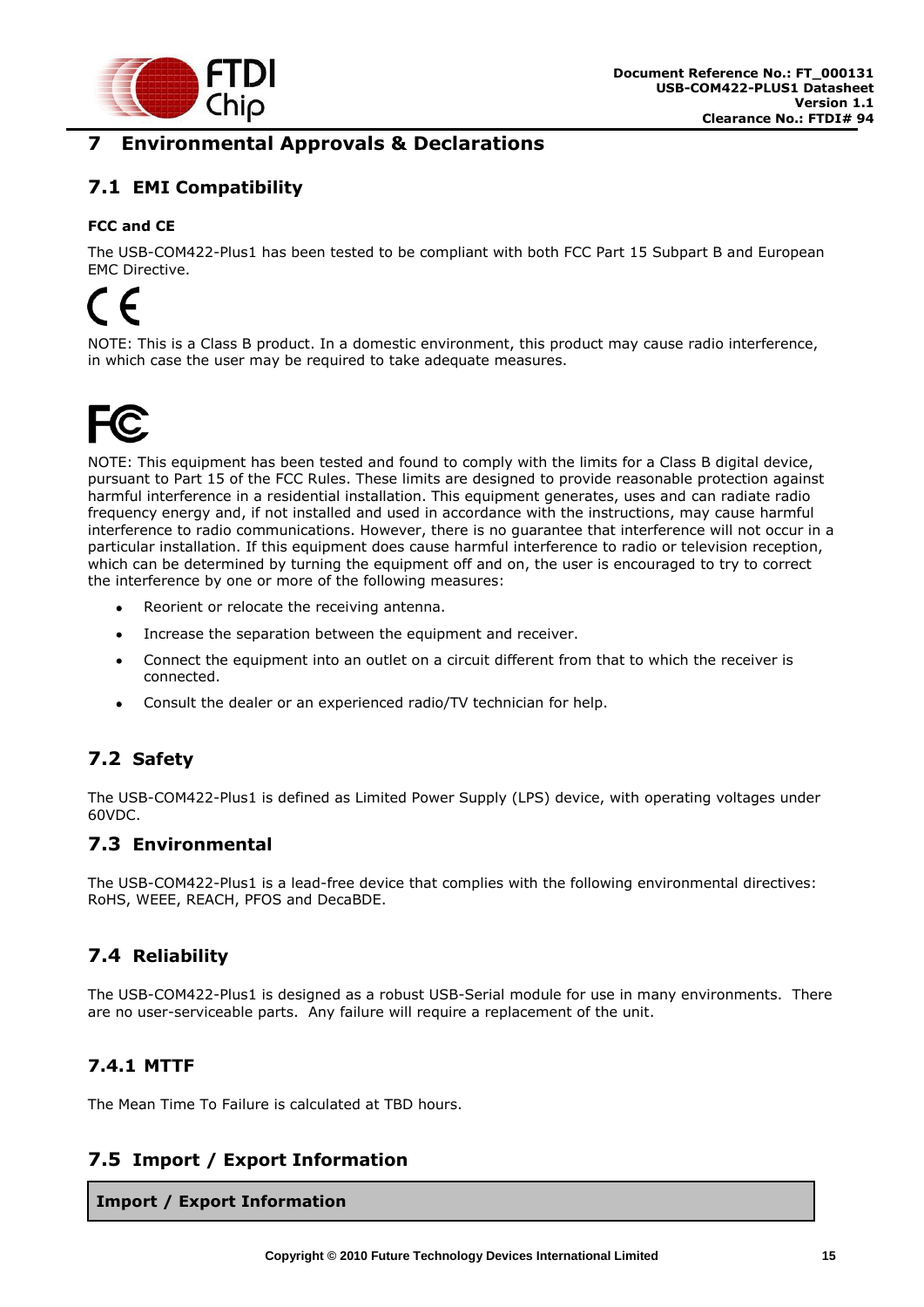# 7 Environmental Approvals & Declarations

## 7.1 EMI Compatibility

**FCC and CE**

The USB-COM422-Plus1 has been tested to be compliant with both FCC Part 15 Subpart B and European EMC Directive.

NOTE: This is a Class B product. In a domestic environment, this product may cause radio interference, in which case the user may be required to take adequate measures.

NOTE: This equipment has been tested and found to comply with the limits for a Class B digital device, pursuant to Part 15 of the FCC Rules. These limits are designed to provide reasonable protection against harmful interference in a residential installation. This equipment generates, uses and can radiate radio frequency energy and, if not installed and used in accordance with the instructions, may cause harmful interference to radio communications. However, there is no guarantee that interference will not occur in a particular installation. If this equipment does cause harmful interference to radio or television reception, which can be determined by turning the equipment off and on, the user is encouraged to try to correct the interference by one or more of the following measures:

- Reorient or relocate the receiving antenna.
- Increase the separation between the equipment and receiver.
- Connect the equipment into an outlet on a circuit different from that to which the receiver is connected.
- Consult the dealer or an experienced radio/TV technician for help.

## 7.2 Safety

The USB-COM422-Plus1 is defined as Limited Power Supply (LPS) device, with operating voltages under 60VDC.

## 7.3 Environmental

The USB-COM422-Plus1 is a lead-free device that complies with the following environmental directives: RoHS, WEEE, REACH, PFOS and DecaBDE.

## 7.4 Reliability

The USB-COM422-Plus1 is designed as a robust USB-Serial module for use in many environments. There are no user-serviceable parts. Any failure will require a replacement of the unit.

### 7.4.1 MTTF

The Mean Time To Failure is calculated at TBD hours.

## 7.5 Import / Export Information

| **Import / Export Information** |
| --- |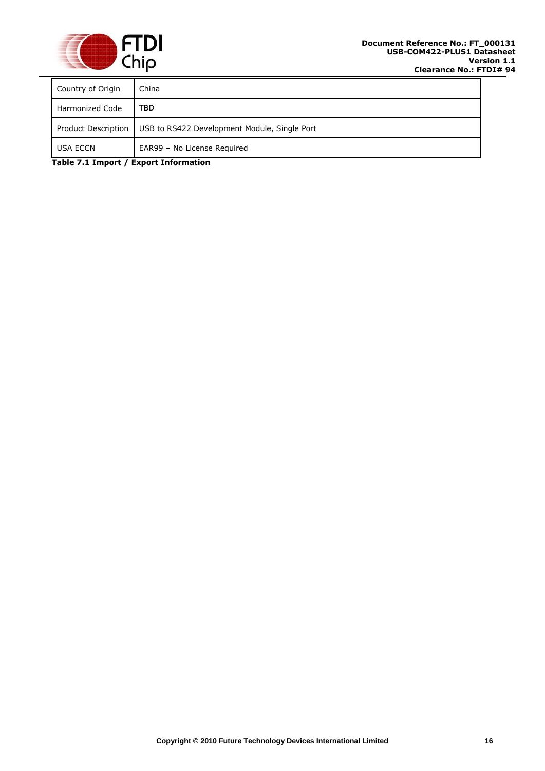| Country of Origin | China |
|---|---|
| Harmonized Code | TBD |
| Product Description | USB to RS422 Development Module, Single Port |
| USA ECCN | EAR99 – No License Required |

**Table 7.1 Import / Export Information**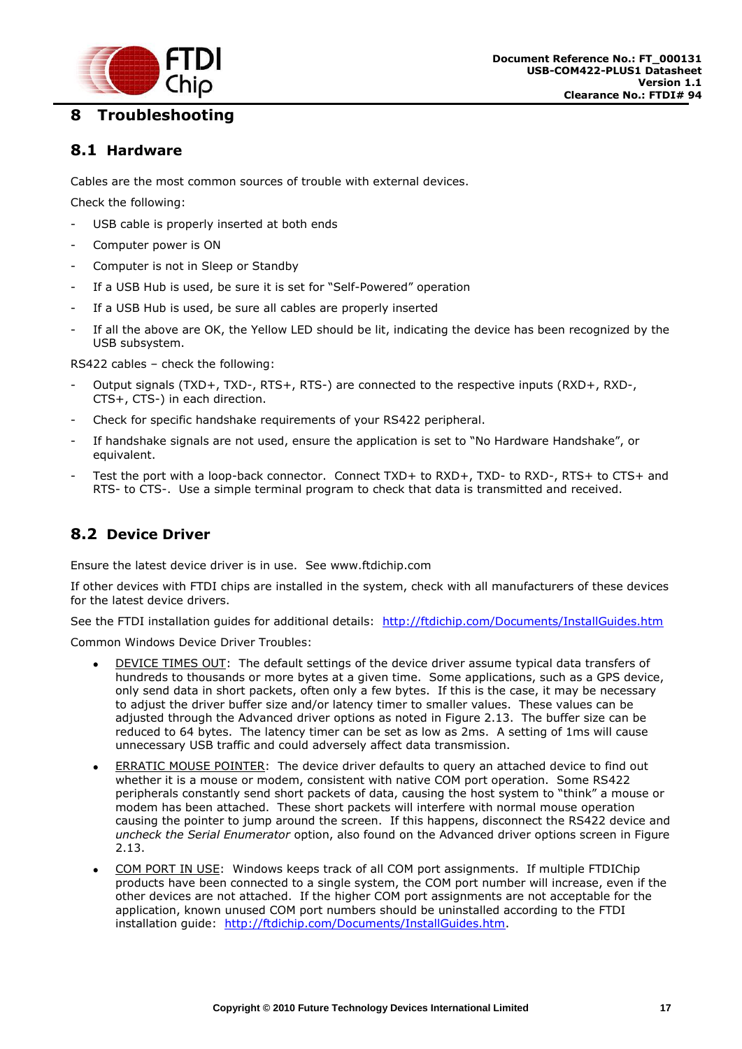# 8 Troubleshooting

## 8.1 Hardware

Cables are the most common sources of trouble with external devices.

Check the following:

- USB cable is properly inserted at both ends
- Computer power is ON
- Computer is not in Sleep or Standby
- If a USB Hub is used, be sure it is set for "Self-Powered" operation
- If a USB Hub is used, be sure all cables are properly inserted
- If all the above are OK, the Yellow LED should be lit, indicating the device has been recognized by the USB subsystem.

RS422 cables – check the following:

- Output signals (TXD+, TXD-, RTS+, RTS-) are connected to the respective inputs (RXD+, RXD-, CTS+, CTS-) in each direction.
- Check for specific handshake requirements of your RS422 peripheral.
- If handshake signals are not used, ensure the application is set to "No Hardware Handshake", or equivalent.
- Test the port with a loop-back connector. Connect TXD+ to RXD+, TXD- to RXD-, RTS+ to CTS+ and RTS- to CTS-. Use a simple terminal program to check that data is transmitted and received.

## 8.2 Device Driver

Ensure the latest device driver is in use. See www.ftdichip.com

If other devices with FTDI chips are installed in the system, check with all manufacturers of these devices for the latest device drivers.

See the FTDI installation guides for additional details: http://ftdichip.com/Documents/InstallGuides.htm

Common Windows Device Driver Troubles:

- DEVICE TIMES OUT: The default settings of the device driver assume typical data transfers of hundreds to thousands or more bytes at a given time. Some applications, such as a GPS device, only send data in short packets, often only a few bytes. If this is the case, it may be necessary to adjust the driver buffer size and/or latency timer to smaller values. These values can be adjusted through the Advanced driver options as noted in Figure 2.13. The buffer size can be reduced to 64 bytes. The latency timer can be set as low as 2ms. A setting of 1ms will cause unnecessary USB traffic and could adversely affect data transmission.
- ERRATIC MOUSE POINTER: The device driver defaults to query an attached device to find out whether it is a mouse or modem, consistent with native COM port operation. Some RS422 peripherals constantly send short packets of data, causing the host system to "think" a mouse or modem has been attached. These short packets will interfere with normal mouse operation causing the pointer to jump around the screen. If this happens, disconnect the RS422 device and *uncheck the Serial Enumerator* option, also found on the Advanced driver options screen in Figure 2.13.
- COM PORT IN USE: Windows keeps track of all COM port assignments. If multiple FTDIChip products have been connected to a single system, the COM port number will increase, even if the other devices are not attached. If the higher COM port assignments are not acceptable for the application, known unused COM port numbers should be uninstalled according to the FTDI installation guide: http://ftdichip.com/Documents/InstallGuides.htm.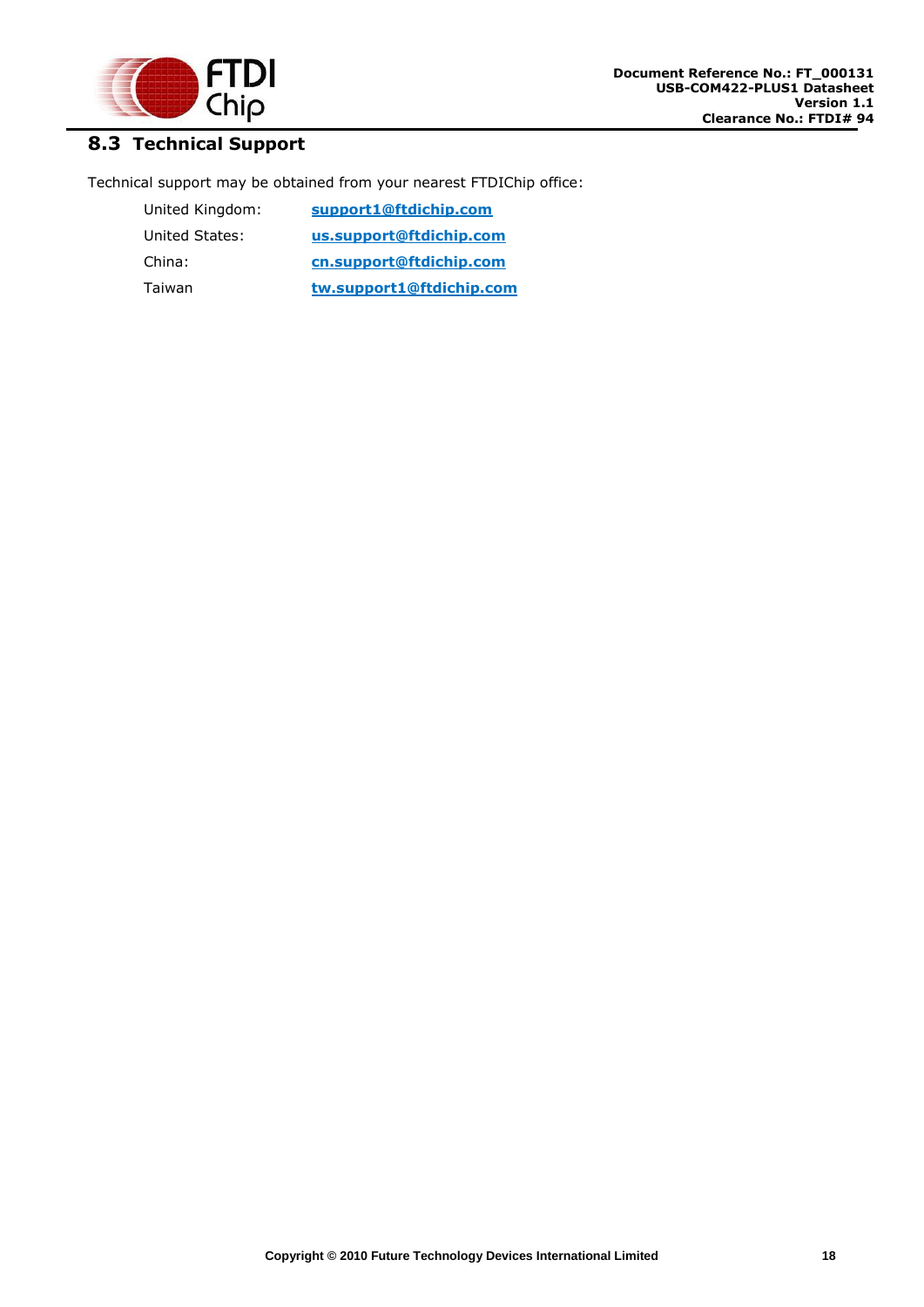## 8.3 Technical Support

Technical support may be obtained from your nearest FTDIChip office:

| | |
|---|---|
| United Kingdom: | **support1@ftdichip.com** |
| United States: | **us.support@ftdichip.com** |
| China: | **cn.support@ftdichip.com** |
| Taiwan | **tw.support1@ftdichip.com** |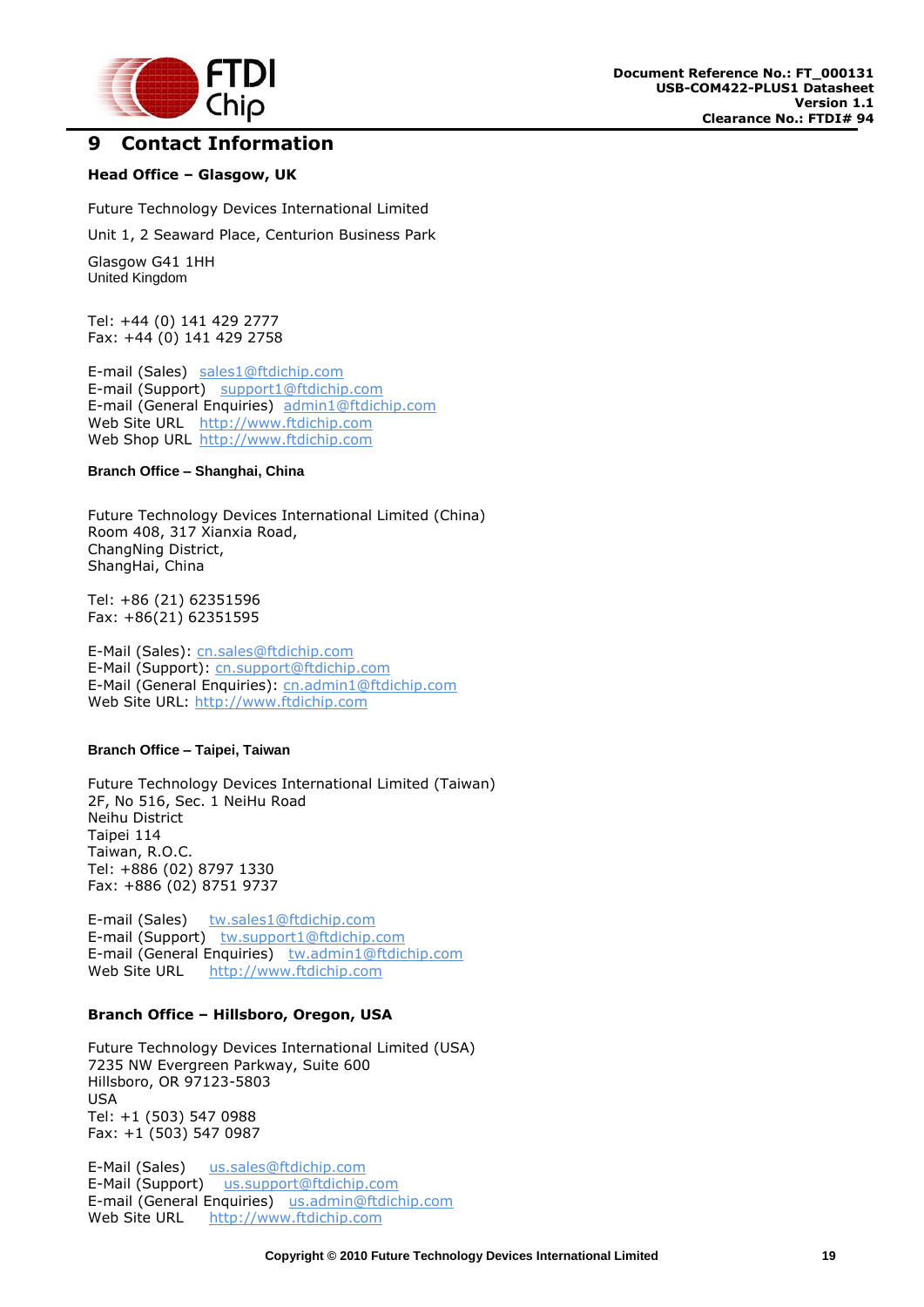# 9 Contact Information

**Head Office – Glasgow, UK**

Future Technology Devices International Limited

Unit 1, 2 Seaward Place, Centurion Business Park

Glasgow G41 1HH
United Kingdom

Tel: +44 (0) 141 429 2777
Fax: +44 (0) 141 429 2758

E-mail (Sales) sales1@ftdichip.com
E-mail (Support) support1@ftdichip.com
E-mail (General Enquiries) admin1@ftdichip.com
Web Site URL http://www.ftdichip.com
Web Shop URL http://www.ftdichip.com

**Branch Office – Shanghai, China**

Future Technology Devices International Limited (China)
Room 408, 317 Xianxia Road,
ChangNing District,
ShangHai, China

Tel: +86 (21) 62351596
Fax: +86(21) 62351595

E-Mail (Sales): cn.sales@ftdichip.com
E-Mail (Support): cn.support@ftdichip.com
E-Mail (General Enquiries): cn.admin1@ftdichip.com
Web Site URL: http://www.ftdichip.com

**Branch Office – Taipei, Taiwan**

Future Technology Devices International Limited (Taiwan)
2F, No 516, Sec. 1 NeiHu Road
Neihu District
Taipei 114
Taiwan, R.O.C.
Tel: +886 (02) 8797 1330
Fax: +886 (02) 8751 9737

E-mail (Sales) tw.sales1@ftdichip.com
E-mail (Support) tw.support1@ftdichip.com
E-mail (General Enquiries) tw.admin1@ftdichip.com
Web Site URL http://www.ftdichip.com

**Branch Office – Hillsboro, Oregon, USA**

Future Technology Devices International Limited (USA)
7235 NW Evergreen Parkway, Suite 600
Hillsboro, OR 97123-5803
USA
Tel: +1 (503) 547 0988
Fax: +1 (503) 547 0987

E-Mail (Sales) us.sales@ftdichip.com
E-Mail (Support) us.support@ftdichip.com
E-mail (General Enquiries) us.admin@ftdichip.com
Web Site URL http://www.ftdichip.com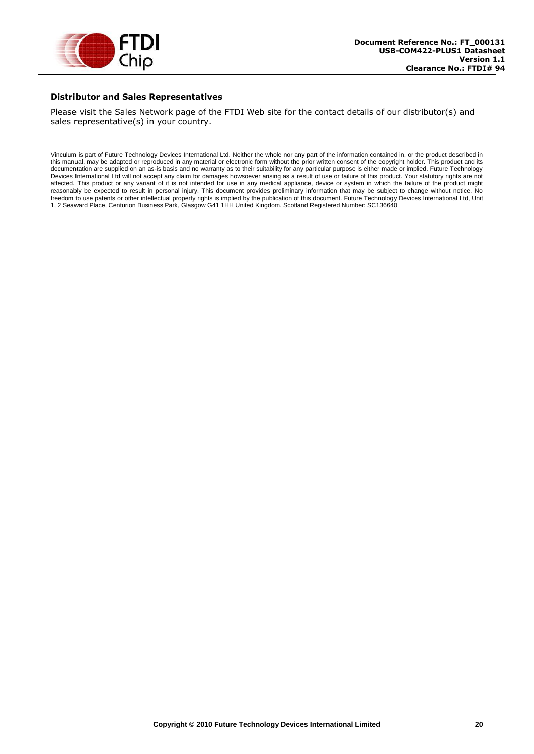### Distributor and Sales Representatives

Please visit the Sales Network page of the FTDI Web site for the contact details of our distributor(s) and sales representative(s) in your country.

Vinculum is part of Future Technology Devices International Ltd. Neither the whole nor any part of the information contained in, or the product described in this manual, may be adapted or reproduced in any material or electronic form without the prior written consent of the copyright holder. This product and its documentation are supplied on an as-is basis and no warranty as to their suitability for any particular purpose is either made or implied. Future Technology Devices International Ltd will not accept any claim for damages howsoever arising as a result of use or failure of this product. Your statutory rights are not affected. This product or any variant of it is not intended for use in any medical appliance, device or system in which the failure of the product might reasonably be expected to result in personal injury. This document provides preliminary information that may be subject to change without notice. No freedom to use patents or other intellectual property rights is implied by the publication of this document. Future Technology Devices International Ltd, Unit 1, 2 Seaward Place, Centurion Business Park, Glasgow G41 1HH United Kingdom. Scotland Registered Number: SC136640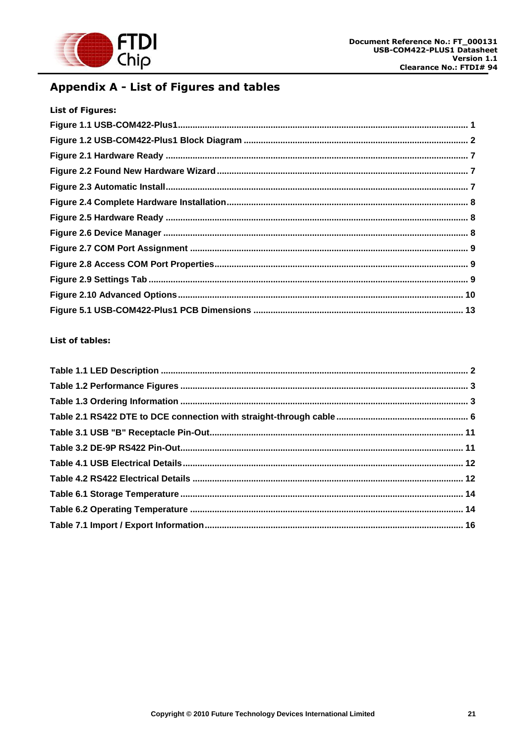# Appendix A - List of Figures and tables

**List of Figures:**

Figure 1.1 USB-COM422-Plus1 ........ 1
Figure 1.2 USB-COM422-Plus1 Block Diagram ........ 2
Figure 2.1 Hardware Ready ........ 7
Figure 2.2 Found New Hardware Wizard ........ 7
Figure 2.3 Automatic Install ........ 7
Figure 2.4 Complete Hardware Installation ........ 8
Figure 2.5 Hardware Ready ........ 8
Figure 2.6 Device Manager ........ 8
Figure 2.7 COM Port Assignment ........ 9
Figure 2.8 Access COM Port Properties ........ 9
Figure 2.9 Settings Tab ........ 9
Figure 2.10 Advanced Options ........ 10
Figure 5.1 USB-COM422-Plus1 PCB Dimensions ........ 13

**List of tables:**

Table 1.1 LED Description ........ 2
Table 1.2 Performance Figures ........ 3
Table 1.3 Ordering Information ........ 3
Table 2.1 RS422 DTE to DCE connection with straight-through cable ........ 6
Table 3.1 USB "B" Receptacle Pin-Out ........ 11
Table 3.2 DE-9P RS422 Pin-Out ........ 11
Table 4.1 USB Electrical Details ........ 12
Table 4.2 RS422 Electrical Details ........ 12
Table 6.1 Storage Temperature ........ 14
Table 6.2 Operating Temperature ........ 14
Table 7.1 Import / Export Information ........ 16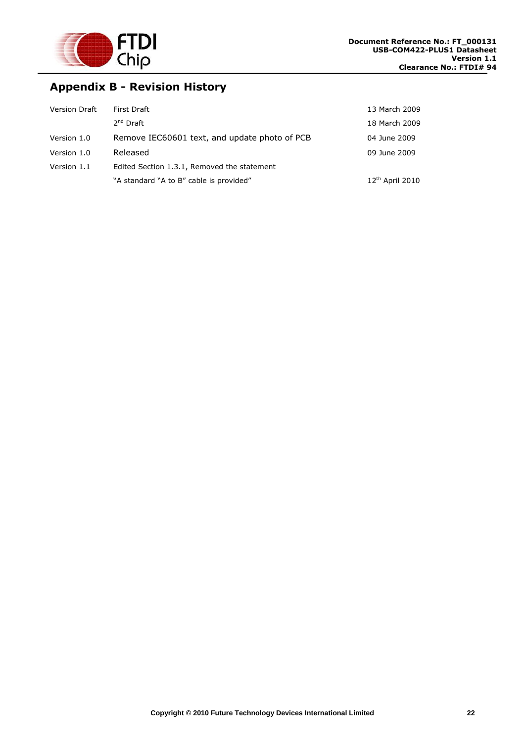## Appendix B - Revision History

| | | |
|---|---|---|
| Version Draft | First Draft | 13 March 2009 |
| | 2nd Draft | 18 March 2009 |
| Version 1.0 | Remove IEC60601 text, and update photo of PCB | 04 June 2009 |
| Version 1.0 | Released | 09 June 2009 |
| Version 1.1 | Edited Section 1.3.1, Removed the statement "A standard "A to B" cable is provided" | 12th April 2010 |